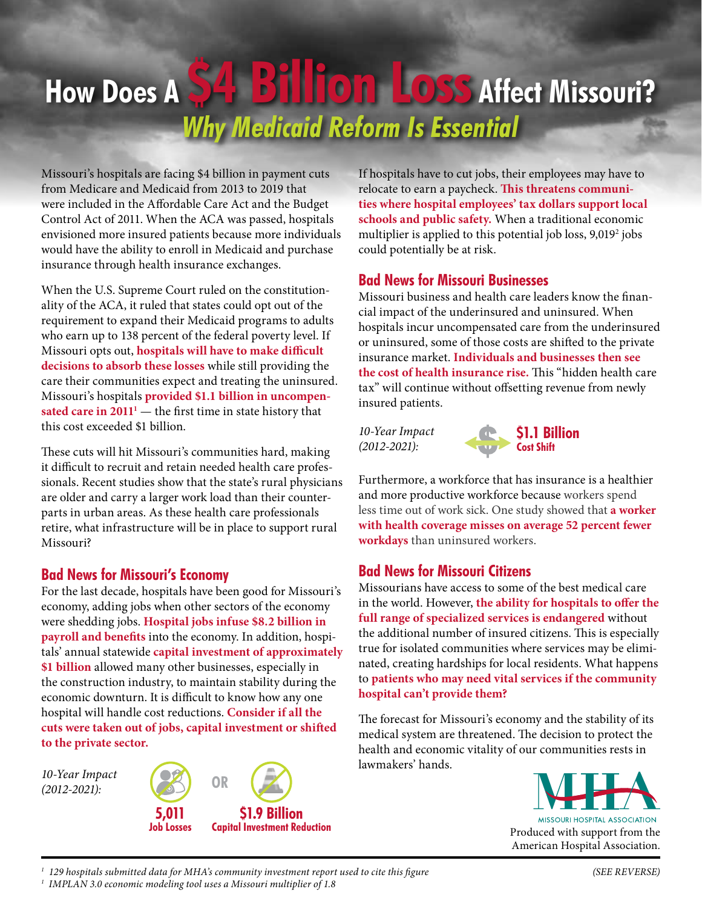# How Does A $4 Billion Loss Affect Missouri?

## *Why Medicaid Reform Is Essential*

Missouri's hospitals are facing $4 billion in payment cuts from Medicare and Medicaid from 2013 to 2019 that were included in the Affordable Care Act and the Budget Control Act of 2011. When the ACA was passed, hospitals envisioned more insured patients because more individuals would have the ability to enroll in Medicaid and purchase insurance through health insurance exchanges.

When the U.S. Supreme Court ruled on the constitutionality of the ACA, it ruled that states could opt out of the requirement to expand their Medicaid programs to adults who earn up to 138 percent of the federal poverty level. If Missouri opts out, **hospitals will have to make difficult decisions to absorb these losses** while still providing the care their communities expect and treating the uninsured. Missouri's hospitals **provided $1.1 billion in uncompensated care in 2011**[1] — the first time in state history that this cost exceeded $1 billion.

These cuts will hit Missouri's communities hard, making it difficult to recruit and retain needed health care professionals. Recent studies show that the state's rural physicians are older and carry a larger work load than their counterparts in urban areas. As these health care professionals retire, what infrastructure will be in place to support rural Missouri?

### Bad News for Missouri's Economy

For the last decade, hospitals have been good for Missouri's economy, adding jobs when other sectors of the economy were shedding jobs. **Hospital jobs infuse $8.2 billion in payroll and benefits** into the economy. In addition, hospitals' annual statewide **capital investment of approximately $1 billion** allowed many other businesses, especially in the construction industry, to maintain stability during the economic downturn. It is difficult to know how any one hospital will handle cost reductions. **Consider if all the cuts were taken out of jobs, capital investment or shifted to the private sector.**

*10-Year Impact (2012-2021):*

**5,011** Job Losses OR **$1.9 Billion** Capital Investment Reduction

If hospitals have to cut jobs, their employees may have to relocate to earn a paycheck. **This threatens communities where hospital employees' tax dollars support local schools and public safety.** When a traditional economic multiplier is applied to this potential job loss, 9,019[2] jobs could potentially be at risk.

### Bad News for Missouri Businesses

Missouri business and health care leaders know the financial impact of the underinsured and uninsured. When hospitals incur uncompensated care from the underinsured or uninsured, some of those costs are shifted to the private insurance market. **Individuals and businesses then see the cost of health insurance rise.** This "hidden health care tax" will continue without offsetting revenue from newly insured patients.

*10-Year Impact (2012-2021):*

**$1.1 Billion** Cost Shift

Furthermore, a workforce that has insurance is a healthier and more productive workforce because workers spend less time out of work sick. One study showed that **a worker with health coverage misses on average 52 percent fewer workdays** than uninsured workers.

### Bad News for Missouri Citizens

Missourians have access to some of the best medical care in the world. However, **the ability for hospitals to offer the full range of specialized services is endangered** without the additional number of insured citizens. This is especially true for isolated communities where services may be eliminated, creating hardships for local residents. What happens to **patients who may need vital services if the community hospital can't provide them?**

The forecast for Missouri's economy and the stability of its medical system are threatened. The decision to protect the health and economic vitality of our communities rests in lawmakers' hands.

MHA — Missouri Hospital Association

Produced with support from the American Hospital Association.

---

[1] 129 hospitals submitted data for MHA's community investment report used to cite this figure

[2] IMPLAN 3.0 economic modeling tool uses a Missouri multiplier of 1.8

(SEE REVERSE)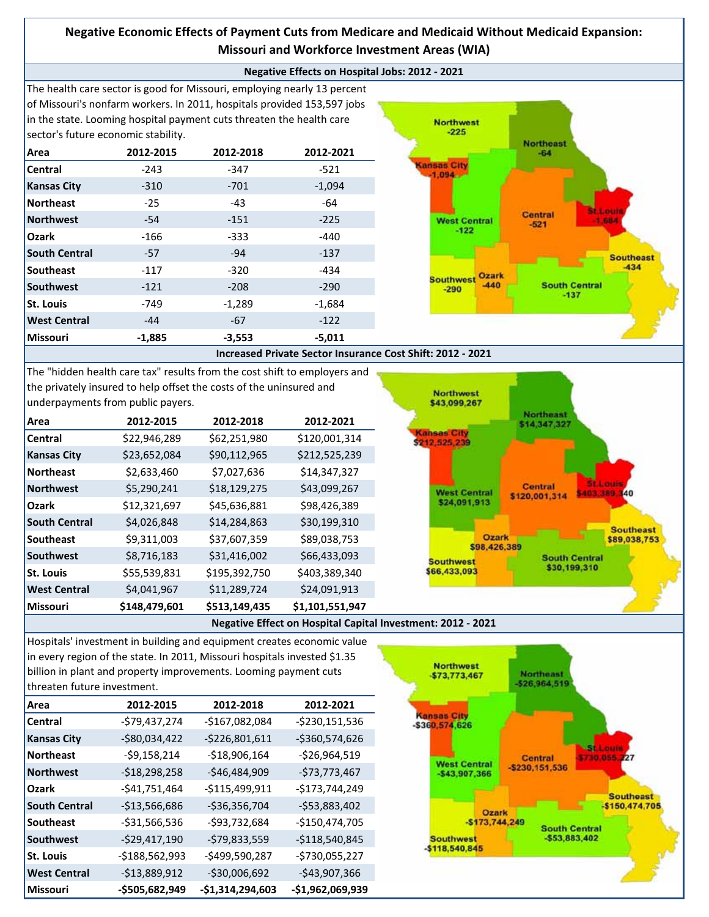# Negative Economic Effects of Payment Cuts from Medicare and Medicaid Without Medicaid Expansion: Missouri and Workforce Investment Areas (WIA)

## Negative Effects on Hospital Jobs: 2012 - 2021

The health care sector is good for Missouri, employing nearly 13 percent of Missouri's nonfarm workers. In 2011, hospitals provided 153,597 jobs in the state. Looming hospital payment cuts threaten the health care sector's future economic stability.

| Area | 2012-2015 | 2012-2018 | 2012-2021 |
|---|---|---|---|
| Central | -243 | -347 | -521 |
| Kansas City | -310 | -701 | -1,094 |
| Northeast | -25 | -43 | -64 |
| Northwest | -54 | -151 | -225 |
| Ozark | -166 | -333 | -440 |
| South Central | -57 | -94 | -137 |
| Southeast | -117 | -320 | -434 |
| Southwest | -121 | -208 | -290 |
| St. Louis | -749 | -1,289 | -1,684 |
| West Central | -44 | -67 | -122 |
| **Missouri** | **-1,885** | **-3,553** | **-5,011** |

Northwest -225
Northeast -64
Kansas City -1,094
West Central -122
Central -521
St. Louis -1,684
Southeast -434
Southwest -290
Ozark -440
South Central -137

## Increased Private Sector Insurance Cost Shift: 2012 - 2021

The "hidden health care tax" results from the cost shift to employers and the privately insured to help offset the costs of the uninsured and underpayments from public payers.

| Area | 2012-2015 | 2012-2018 | 2012-2021 |
|---|---|---|---|
| Central | $22,946,289 | $62,251,980 | $120,001,314 |
| Kansas City | $23,652,084 | $90,112,965 | $212,525,239 |
| Northeast | $2,633,460 | $7,027,636 | $14,347,327 |
| Northwest | $5,290,241 | $18,129,275 | $43,099,267 |
| Ozark | $12,321,697 | $45,636,881 | $98,426,389 |
| South Central | $4,026,848 | $14,284,863 | $30,199,310 |
| Southeast | $9,311,003 | $37,607,359 | $89,038,753 |
| Southwest | $8,716,183 | $31,416,002 | $66,433,093 |
| St. Louis | $55,539,831 | $195,392,750 | $403,389,340 |
| West Central | $4,041,967 | $11,289,724 | $24,091,913 |
| **Missouri** | **$148,479,601** | **$513,149,435** | **$1,101,551,947** |

Northwest $43,099,267
Northeast $14,347,327
Kansas City $212,525,239
West Central $24,091,913
Central $120,001,314
St. Louis $403,389,340
Southeast $89,038,753
Ozark $98,426,389
Southwest $66,433,093
South Central $30,199,310

## Negative Effect on Hospital Capital Investment: 2012 - 2021

Hospitals' investment in building and equipment creates economic value in every region of the state. In 2011, Missouri hospitals invested $1.35 billion in plant and property improvements. Looming payment cuts threaten future investment.

| Area | 2012-2015 | 2012-2018 | 2012-2021 |
|---|---|---|---|
| Central | -$79,437,274 | -$167,082,084 | -$230,151,536 |
| Kansas City | -$80,034,422 | -$226,801,611 | -$360,574,626 |
| Northeast | -$9,158,214 | -$18,906,164 | -$26,964,519 |
| Northwest | -$18,298,258 | -$46,484,909 | -$73,773,467 |
| Ozark | -$41,751,464 | -$115,499,911 | -$173,744,249 |
| South Central | -$13,566,686 | -$36,356,704 | -$53,883,402 |
| Southeast | -$31,566,536 | -$93,732,684 | -$150,474,705 |
| Southwest | -$29,417,190 | -$79,833,559 | -$118,540,845 |
| St. Louis | -$188,562,993 | -$499,590,287 | -$730,055,227 |
| West Central | -$13,889,912 | -$30,006,692 | -$43,907,366 |
| **Missouri** | **-$505,682,949** | **-$1,314,294,603** | **-$1,962,069,939** |

Northwest -$73,773,467
Northeast -$26,964,519
Kansas City -$360,574,626
West Central -$43,907,366
Central -$230,151,536
St. Louis -$730,055,227
Southeast -$150,474,705
Ozark -$173,744,249
Southwest -$118,540,845
South Central -$53,883,402